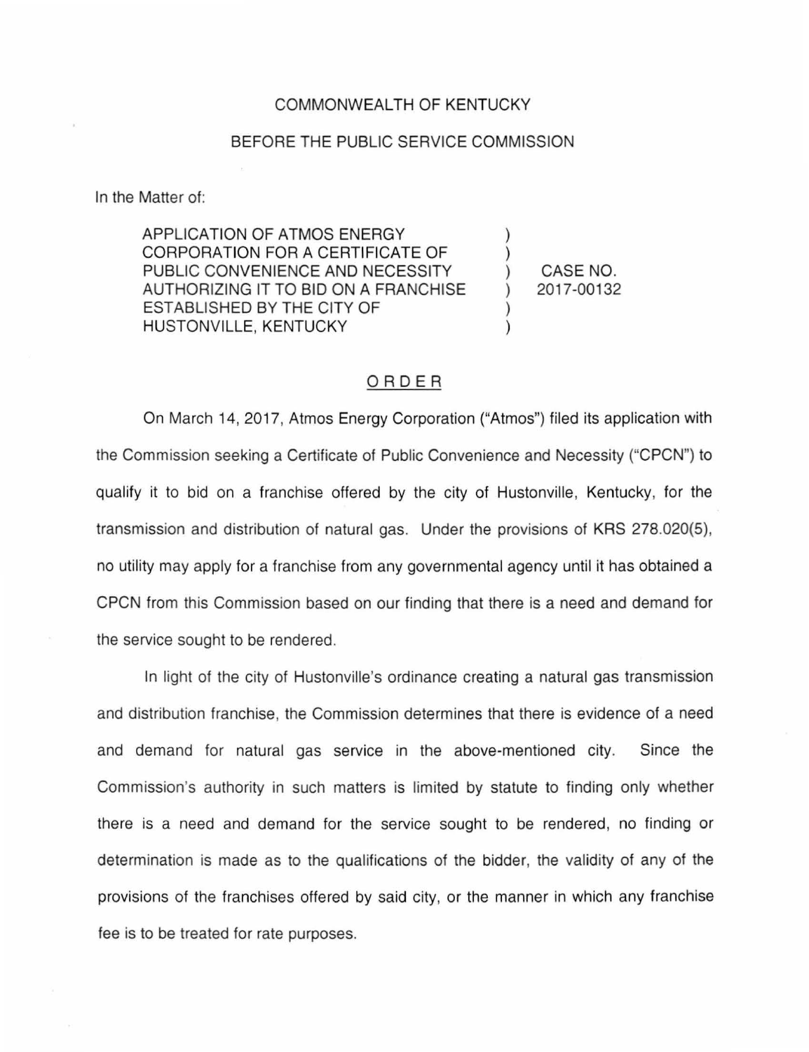COMMONWEALTH OF KENTUCKY

BEFORE THE PUBLIC SERVICE COMMISSION

In the Matter of:

| | | |
|---|---|---|
| APPLICATION OF ATMOS ENERGY CORPORATION FOR A CERTIFICATE OF PUBLIC CONVENIENCE AND NECESSITY AUTHORIZING IT TO BID ON A FRANCHISE ESTABLISHED BY THE CITY OF HUSTONVILLE, KENTUCKY | ) ) ) ) ) ) | CASE NO. 2017-00132 |

## ORDER

On March 14, 2017, Atmos Energy Corporation ("Atmos") filed its application with the Commission seeking a Certificate of Public Convenience and Necessity ("CPCN") to qualify it to bid on a franchise offered by the city of Hustonville, Kentucky, for the transmission and distribution of natural gas. Under the provisions of KRS 278.020(5), no utility may apply for a franchise from any governmental agency until it has obtained a CPCN from this Commission based on our finding that there is a need and demand for the service sought to be rendered.

In light of the city of Hustonville's ordinance creating a natural gas transmission and distribution franchise, the Commission determines that there is evidence of a need and demand for natural gas service in the above-mentioned city. Since the Commission's authority in such matters is limited by statute to finding only whether there is a need and demand for the service sought to be rendered, no finding or determination is made as to the qualifications of the bidder, the validity of any of the provisions of the franchises offered by said city, or the manner in which any franchise fee is to be treated for rate purposes.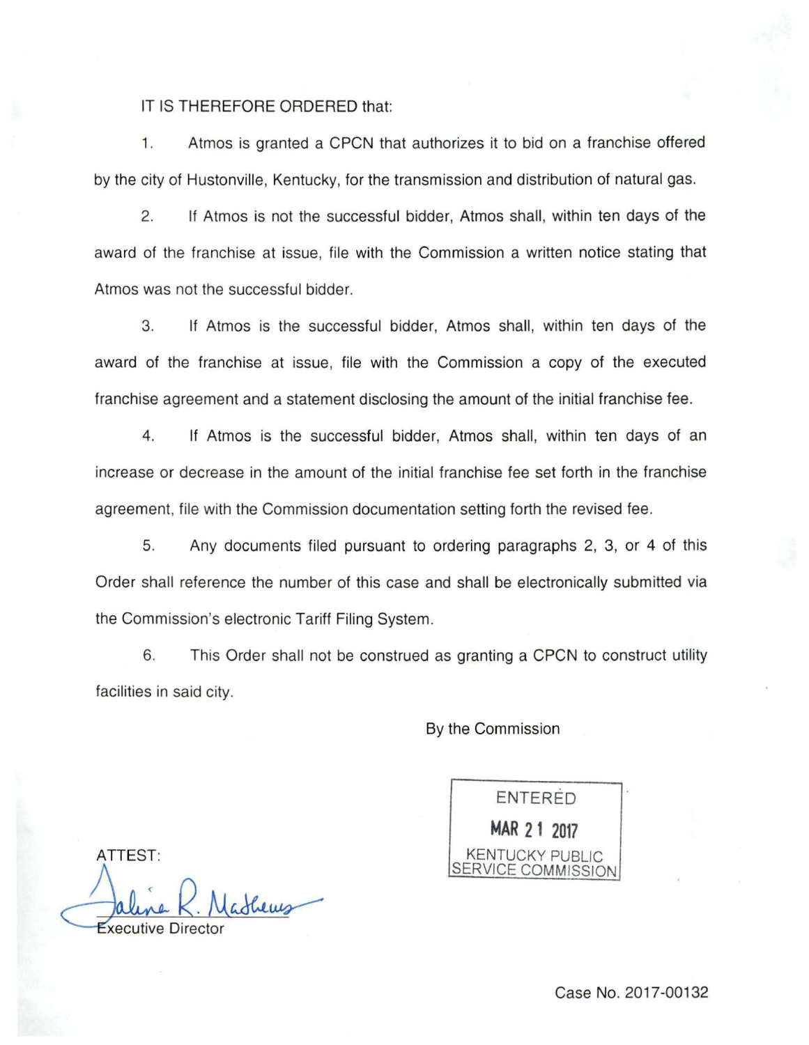IT IS THEREFORE ORDERED that:

1. Atmos is granted a CPCN that authorizes it to bid on a franchise offered by the city of Hustonville, Kentucky, for the transmission and distribution of natural gas.

2. If Atmos is not the successful bidder, Atmos shall, within ten days of the award of the franchise at issue, file with the Commission a written notice stating that Atmos was not the successful bidder.

3. If Atmos is the successful bidder, Atmos shall, within ten days of the award of the franchise at issue, file with the Commission a copy of the executed franchise agreement and a statement disclosing the amount of the initial franchise fee.

4. If Atmos is the successful bidder, Atmos shall, within ten days of an increase or decrease in the amount of the initial franchise fee set forth in the franchise agreement, file with the Commission documentation setting forth the revised fee.

5. Any documents filed pursuant to ordering paragraphs 2, 3, or 4 of this Order shall reference the number of this case and shall be electronically submitted via the Commission's electronic Tariff Filing System.

6. This Order shall not be construed as granting a CPCN to construct utility facilities in said city.

By the Commission

ENTERED
MAR 21 2017
KENTUCKY PUBLIC
SERVICE COMMISSION

ATTEST:

Executive Director

Case No. 2017-00132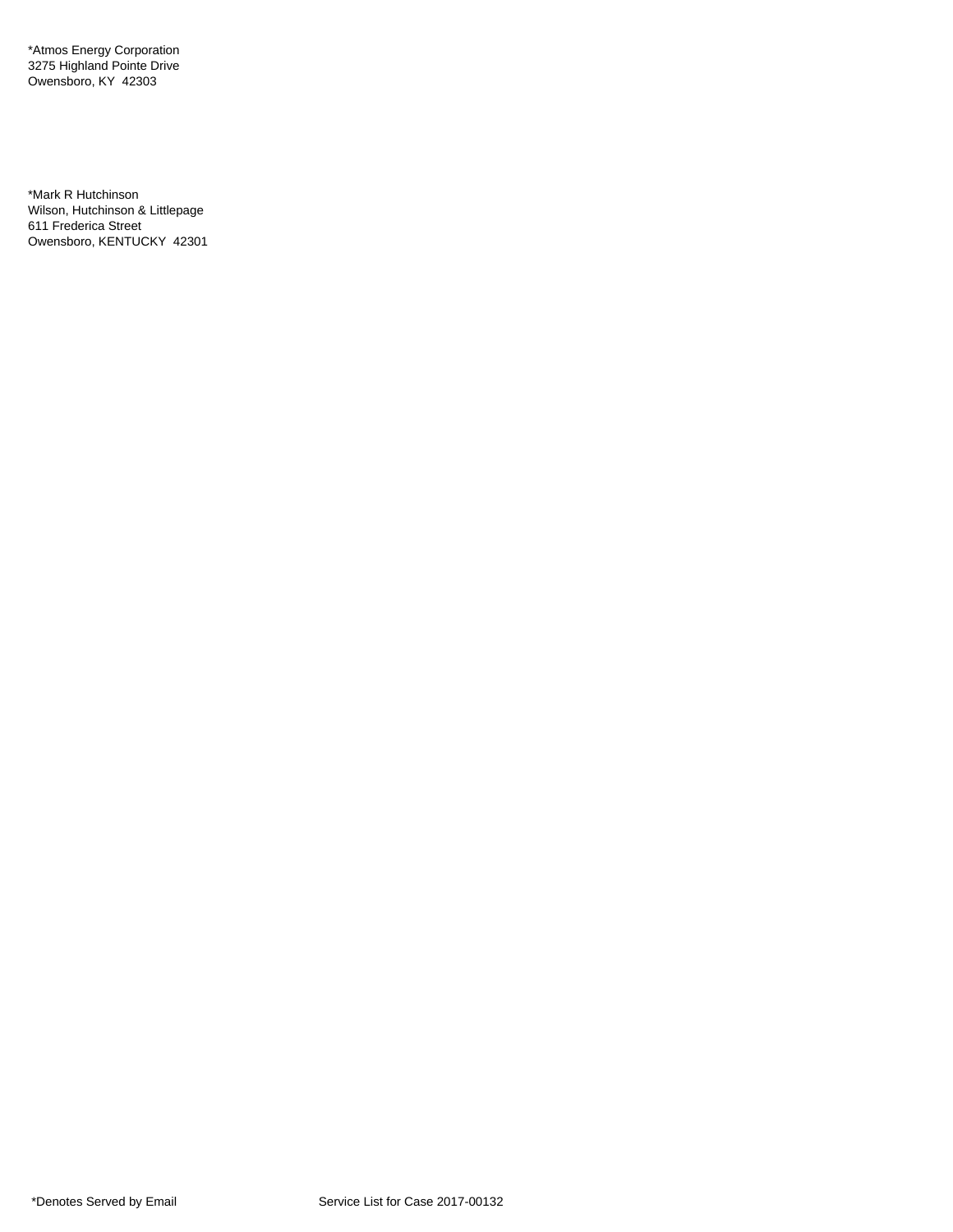*Atmos Energy Corporation
3275 Highland Pointe Drive
Owensboro, KY  42303

*Mark R Hutchinson
Wilson, Hutchinson & Littlepage
611 Frederica Street
Owensboro, KENTUCKY  42301

*Denotes Served by Email

Service List for Case 2017-00132